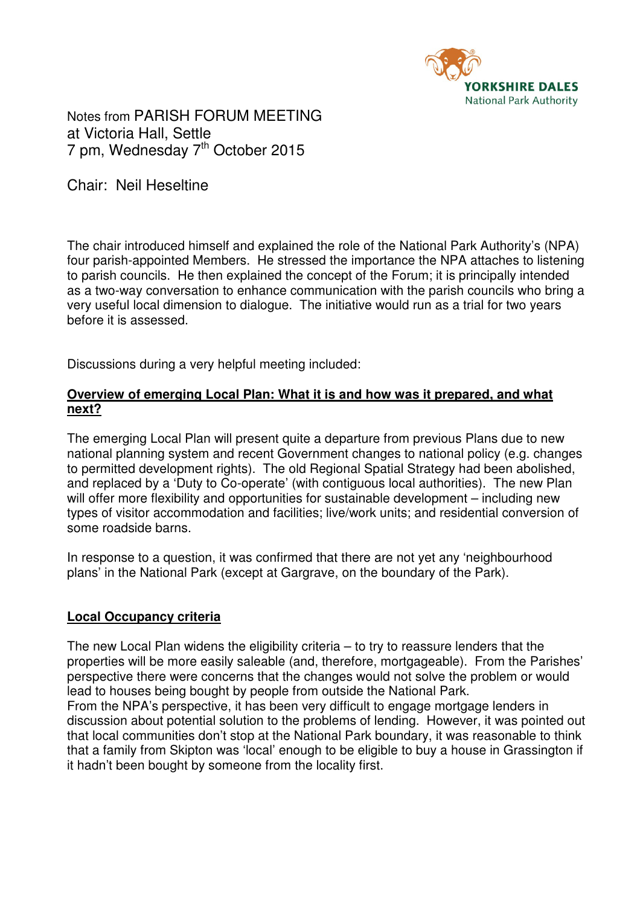Notes from PARISH FORUM MEETING
at Victoria Hall, Settle
7 pm, Wednesday 7th October 2015

Chair: Neil Heseltine

The chair introduced himself and explained the role of the National Park Authority's (NPA) four parish-appointed Members. He stressed the importance the NPA attaches to listening to parish councils. He then explained the concept of the Forum; it is principally intended as a two-way conversation to enhance communication with the parish councils who bring a very useful local dimension to dialogue. The initiative would run as a trial for two years before it is assessed.

Discussions during a very helpful meeting included:

**Overview of emerging Local Plan: What it is and how was it prepared, and what next?**

The emerging Local Plan will present quite a departure from previous Plans due to new national planning system and recent Government changes to national policy (e.g. changes to permitted development rights). The old Regional Spatial Strategy had been abolished, and replaced by a 'Duty to Co-operate' (with contiguous local authorities). The new Plan will offer more flexibility and opportunities for sustainable development – including new types of visitor accommodation and facilities; live/work units; and residential conversion of some roadside barns.

In response to a question, it was confirmed that there are not yet any 'neighbourhood plans' in the National Park (except at Gargrave, on the boundary of the Park).

**Local Occupancy criteria**

The new Local Plan widens the eligibility criteria – to try to reassure lenders that the properties will be more easily saleable (and, therefore, mortgageable). From the Parishes' perspective there were concerns that the changes would not solve the problem or would lead to houses being bought by people from outside the National Park.
From the NPA's perspective, it has been very difficult to engage mortgage lenders in discussion about potential solution to the problems of lending. However, it was pointed out that local communities don't stop at the National Park boundary, it was reasonable to think that a family from Skipton was 'local' enough to be eligible to buy a house in Grassington if it hadn't been bought by someone from the locality first.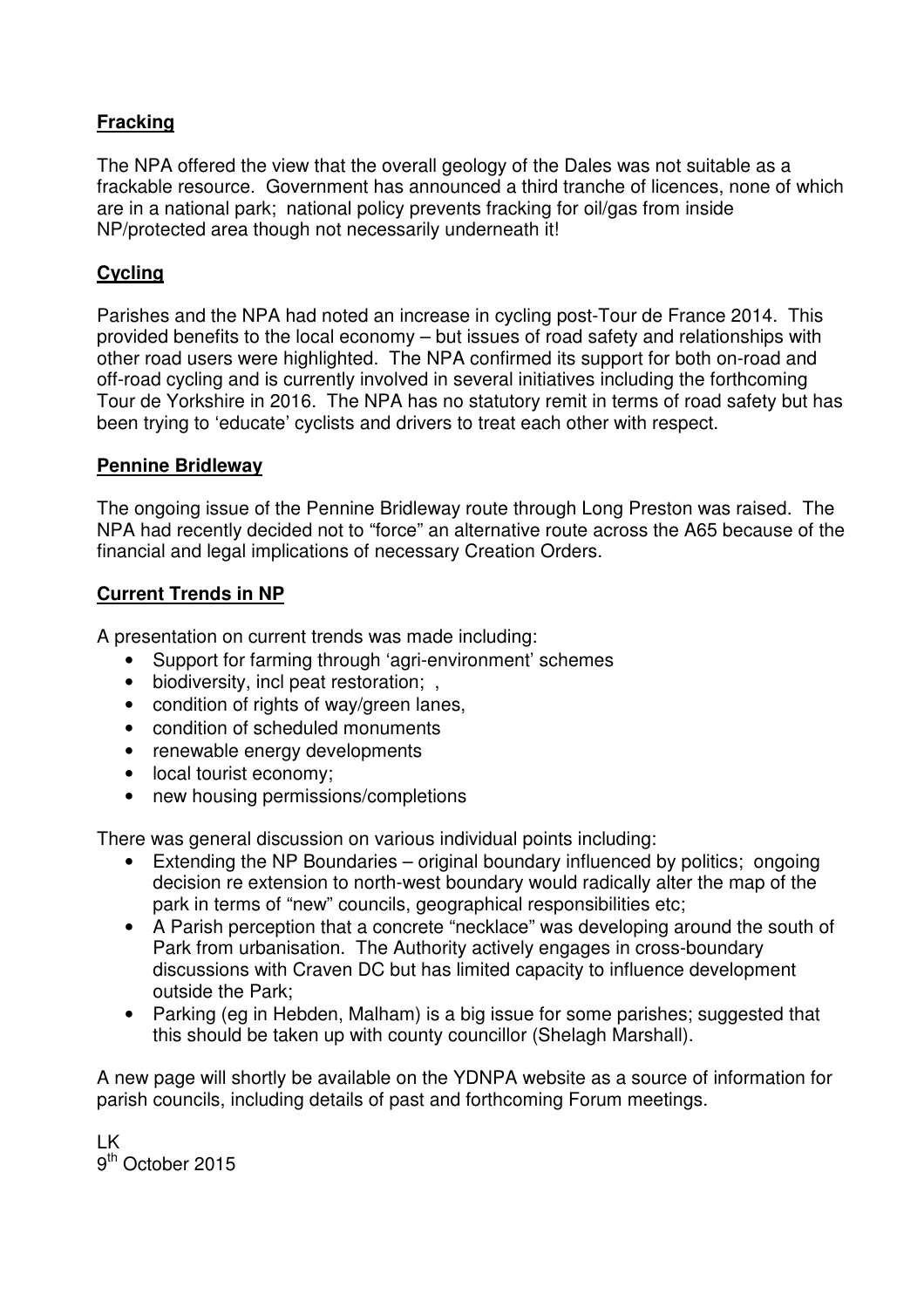**Fracking**

The NPA offered the view that the overall geology of the Dales was not suitable as a frackable resource. Government has announced a third tranche of licences, none of which are in a national park; national policy prevents fracking for oil/gas from inside NP/protected area though not necessarily underneath it!

**Cycling**

Parishes and the NPA had noted an increase in cycling post-Tour de France 2014. This provided benefits to the local economy – but issues of road safety and relationships with other road users were highlighted. The NPA confirmed its support for both on-road and off-road cycling and is currently involved in several initiatives including the forthcoming Tour de Yorkshire in 2016. The NPA has no statutory remit in terms of road safety but has been trying to 'educate' cyclists and drivers to treat each other with respect.

**Pennine Bridleway**

The ongoing issue of the Pennine Bridleway route through Long Preston was raised. The NPA had recently decided not to "force" an alternative route across the A65 because of the financial and legal implications of necessary Creation Orders.

**Current Trends in NP**

A presentation on current trends was made including:

- Support for farming through 'agri-environment' schemes
- biodiversity, incl peat restoration; ,
- condition of rights of way/green lanes,
- condition of scheduled monuments
- renewable energy developments
- local tourist economy;
- new housing permissions/completions

There was general discussion on various individual points including:

- Extending the NP Boundaries – original boundary influenced by politics; ongoing decision re extension to north-west boundary would radically alter the map of the park in terms of "new" councils, geographical responsibilities etc;
- A Parish perception that a concrete "necklace" was developing around the south of Park from urbanisation. The Authority actively engages in cross-boundary discussions with Craven DC but has limited capacity to influence development outside the Park;
- Parking (eg in Hebden, Malham) is a big issue for some parishes; suggested that this should be taken up with county councillor (Shelagh Marshall).

A new page will shortly be available on the YDNPA website as a source of information for parish councils, including details of past and forthcoming Forum meetings.

LK
9th October 2015